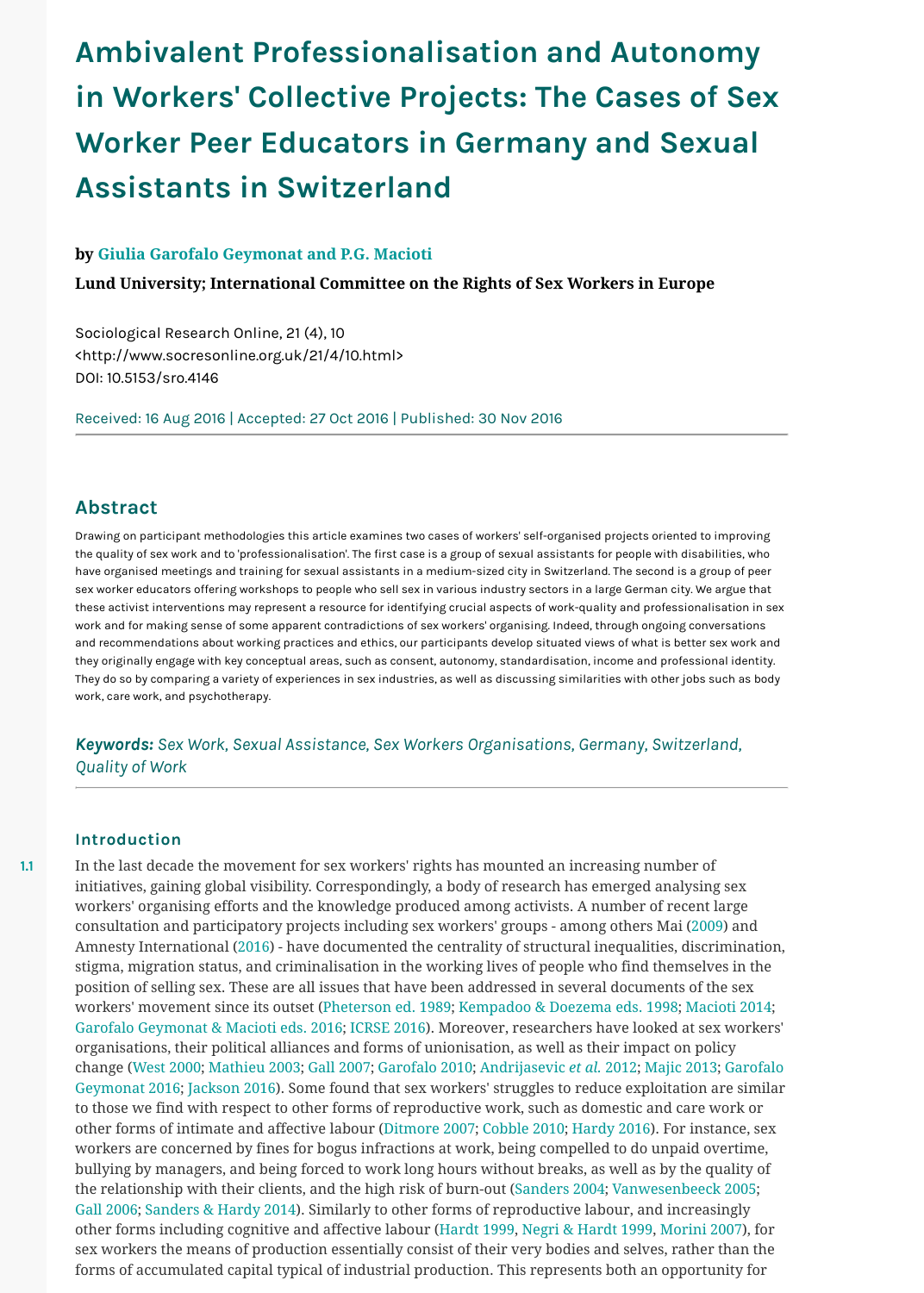# Ambivalent Professionalisation and Autonomy in Workers' Collective Projects: The Cases of Sex Worker Peer Educators in Germany and Sexual Assistants in Switzerland

**by Giulia Garofalo Geymonat and P.G. Macioti**

**Lund University; International Committee on the Rights of Sex Workers in Europe**

Sociological Research Online, 21 (4), 10
<http://www.socresonline.org.uk/21/4/10.html>
DOI: 10.5153/sro.4146

Received: 16 Aug 2016 | Accepted: 27 Oct 2016 | Published: 30 Nov 2016

## Abstract

Drawing on participant methodologies this article examines two cases of workers' self-organised projects oriented to improving the quality of sex work and to 'professionalisation'. The first case is a group of sexual assistants for people with disabilities, who have organised meetings and training for sexual assistants in a medium-sized city in Switzerland. The second is a group of peer sex worker educators offering workshops to people who sell sex in various industry sectors in a large German city. We argue that these activist interventions may represent a resource for identifying crucial aspects of work-quality and professionalisation in sex work and for making sense of some apparent contradictions of sex workers' organising. Indeed, through ongoing conversations and recommendations about working practices and ethics, our participants develop situated views of what is better sex work and they originally engage with key conceptual areas, such as consent, autonomy, standardisation, income and professional identity. They do so by comparing a variety of experiences in sex industries, as well as discussing similarities with other jobs such as body work, care work, and psychotherapy.

***Keywords:*** *Sex Work, Sexual Assistance, Sex Workers Organisations, Germany, Switzerland, Quality of Work*

### Introduction

1.1 In the last decade the movement for sex workers' rights has mounted an increasing number of initiatives, gaining global visibility. Correspondingly, a body of research has emerged analysing sex workers' organising efforts and the knowledge produced among activists. A number of recent large consultation and participatory projects including sex workers' groups - among others Mai (2009) and Amnesty International (2016) - have documented the centrality of structural inequalities, discrimination, stigma, migration status, and criminalisation in the working lives of people who find themselves in the position of selling sex. These are all issues that have been addressed in several documents of the sex workers' movement since its outset (Pheterson ed. 1989; Kempadoo & Doezema eds. 1998; Macioti 2014; Garofalo Geymonat & Macioti eds. 2016; ICRSE 2016). Moreover, researchers have looked at sex workers' organisations, their political alliances and forms of unionisation, as well as their impact on policy change (West 2000; Mathieu 2003; Gall 2007; Garofalo 2010; Andrijasevic *et al.* 2012; Majic 2013; Garofalo Geymonat 2016; Jackson 2016). Some found that sex workers' struggles to reduce exploitation are similar to those we find with respect to other forms of reproductive work, such as domestic and care work or other forms of intimate and affective labour (Ditmore 2007; Cobble 2010; Hardy 2016). For instance, sex workers are concerned by fines for bogus infractions at work, being compelled to do unpaid overtime, bullying by managers, and being forced to work long hours without breaks, as well as by the quality of the relationship with their clients, and the high risk of burn-out (Sanders 2004; Vanwesenbeeck 2005; Gall 2006; Sanders & Hardy 2014). Similarly to other forms of reproductive labour, and increasingly other forms including cognitive and affective labour (Hardt 1999, Negri & Hardt 1999, Morini 2007), for sex workers the means of production essentially consist of their very bodies and selves, rather than the forms of accumulated capital typical of industrial production. This represents both an opportunity for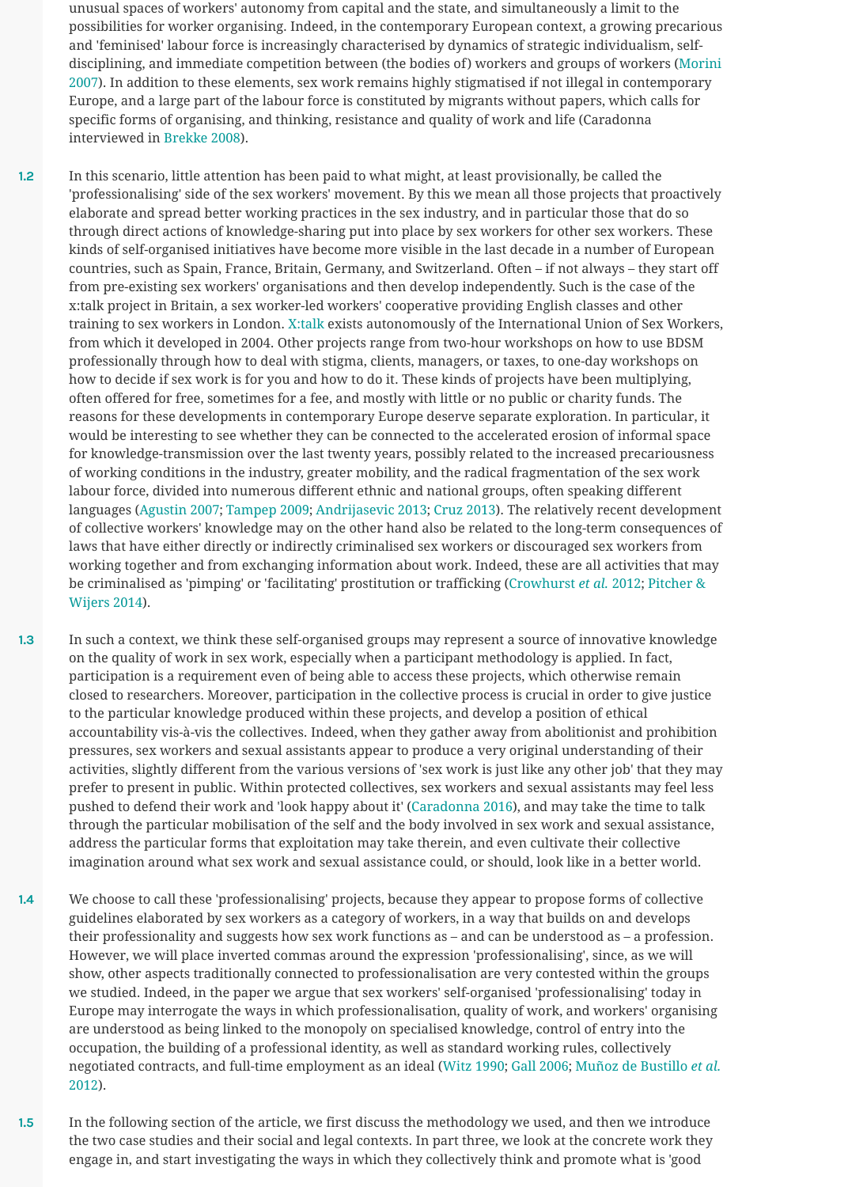unusual spaces of workers' autonomy from capital and the state, and simultaneously a limit to the possibilities for worker organising. Indeed, in the contemporary European context, a growing precarious and 'feminised' labour force is increasingly characterised by dynamics of strategic individualism, self-disciplining, and immediate competition between (the bodies of) workers and groups of workers (Morini 2007). In addition to these elements, sex work remains highly stigmatised if not illegal in contemporary Europe, and a large part of the labour force is constituted by migrants without papers, which calls for specific forms of organising, and thinking, resistance and quality of work and life (Caradonna interviewed in Brekke 2008).

1.2 In this scenario, little attention has been paid to what might, at least provisionally, be called the 'professionalising' side of the sex workers' movement. By this we mean all those projects that proactively elaborate and spread better working practices in the sex industry, and in particular those that do so through direct actions of knowledge-sharing put into place by sex workers for other sex workers. These kinds of self-organised initiatives have become more visible in the last decade in a number of European countries, such as Spain, France, Britain, Germany, and Switzerland. Often – if not always – they start off from pre-existing sex workers' organisations and then develop independently. Such is the case of the x:talk project in Britain, a sex worker-led workers' cooperative providing English classes and other training to sex workers in London. X:talk exists autonomously of the International Union of Sex Workers, from which it developed in 2004. Other projects range from two-hour workshops on how to use BDSM professionally through how to deal with stigma, clients, managers, or taxes, to one-day workshops on how to decide if sex work is for you and how to do it. These kinds of projects have been multiplying, often offered for free, sometimes for a fee, and mostly with little or no public or charity funds. The reasons for these developments in contemporary Europe deserve separate exploration. In particular, it would be interesting to see whether they can be connected to the accelerated erosion of informal space for knowledge-transmission over the last twenty years, possibly related to the increased precariousness of working conditions in the industry, greater mobility, and the radical fragmentation of the sex work labour force, divided into numerous different ethnic and national groups, often speaking different languages (Agustin 2007; Tampep 2009; Andrijasevic 2013; Cruz 2013). The relatively recent development of collective workers' knowledge may on the other hand also be related to the long-term consequences of laws that have either directly or indirectly criminalised sex workers or discouraged sex workers from working together and from exchanging information about work. Indeed, these are all activities that may be criminalised as 'pimping' or 'facilitating' prostitution or trafficking (Crowhurst *et al.* 2012; Pitcher & Wijers 2014).

1.3 In such a context, we think these self-organised groups may represent a source of innovative knowledge on the quality of work in sex work, especially when a participant methodology is applied. In fact, participation is a requirement even of being able to access these projects, which otherwise remain closed to researchers. Moreover, participation in the collective process is crucial in order to give justice to the particular knowledge produced within these projects, and develop a position of ethical accountability vis-à-vis the collectives. Indeed, when they gather away from abolitionist and prohibition pressures, sex workers and sexual assistants appear to produce a very original understanding of their activities, slightly different from the various versions of 'sex work is just like any other job' that they may prefer to present in public. Within protected collectives, sex workers and sexual assistants may feel less pushed to defend their work and 'look happy about it' (Caradonna 2016), and may take the time to talk through the particular mobilisation of the self and the body involved in sex work and sexual assistance, address the particular forms that exploitation may take therein, and even cultivate their collective imagination around what sex work and sexual assistance could, or should, look like in a better world.

1.4 We choose to call these 'professionalising' projects, because they appear to propose forms of collective guidelines elaborated by sex workers as a category of workers, in a way that builds on and develops their professionality and suggests how sex work functions as – and can be understood as – a profession. However, we will place inverted commas around the expression 'professionalising', since, as we will show, other aspects traditionally connected to professionalisation are very contested within the groups we studied. Indeed, in the paper we argue that sex workers' self-organised 'professionalising' today in Europe may interrogate the ways in which professionalisation, quality of work, and workers' organising are understood as being linked to the monopoly on specialised knowledge, control of entry into the occupation, the building of a professional identity, as well as standard working rules, collectively negotiated contracts, and full-time employment as an ideal (Witz 1990; Gall 2006; Muñoz de Bustillo *et al.* 2012).

1.5 In the following section of the article, we first discuss the methodology we used, and then we introduce the two case studies and their social and legal contexts. In part three, we look at the concrete work they engage in, and start investigating the ways in which they collectively think and promote what is 'good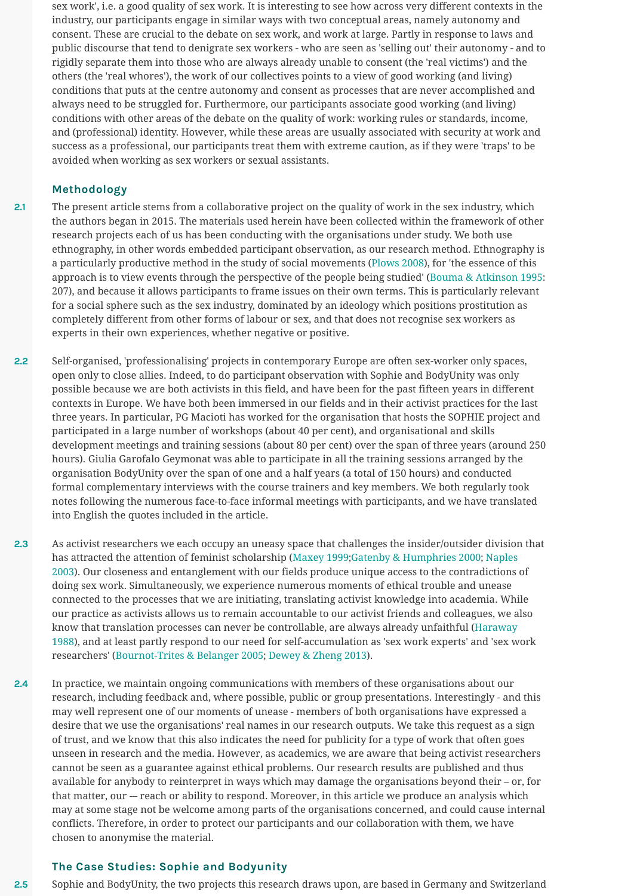sex work', i.e. a good quality of sex work. It is interesting to see how across very different contexts in the industry, our participants engage in similar ways with two conceptual areas, namely autonomy and consent. These are crucial to the debate on sex work, and work at large. Partly in response to laws and public discourse that tend to denigrate sex workers - who are seen as 'selling out' their autonomy - and to rigidly separate them into those who are always already unable to consent (the 'real victims') and the others (the 'real whores'), the work of our collectives points to a view of good working (and living) conditions that puts at the centre autonomy and consent as processes that are never accomplished and always need to be struggled for. Furthermore, our participants associate good working (and living) conditions with other areas of the debate on the quality of work: working rules or standards, income, and (professional) identity. However, while these areas are usually associated with security at work and success as a professional, our participants treat them with extreme caution, as if they were 'traps' to be avoided when working as sex workers or sexual assistants.

## Methodology

2.1 The present article stems from a collaborative project on the quality of work in the sex industry, which the authors began in 2015. The materials used herein have been collected within the framework of other research projects each of us has been conducting with the organisations under study. We both use ethnography, in other words embedded participant observation, as our research method. Ethnography is a particularly productive method in the study of social movements (Plows 2008), for 'the essence of this approach is to view events through the perspective of the people being studied' (Bouma & Atkinson 1995: 207), and because it allows participants to frame issues on their own terms. This is particularly relevant for a social sphere such as the sex industry, dominated by an ideology which positions prostitution as completely different from other forms of labour or sex, and that does not recognise sex workers as experts in their own experiences, whether negative or positive.

2.2 Self-organised, 'professionalising' projects in contemporary Europe are often sex-worker only spaces, open only to close allies. Indeed, to do participant observation with Sophie and BodyUnity was only possible because we are both activists in this field, and have been for the past fifteen years in different contexts in Europe. We have both been immersed in our fields and in their activist practices for the last three years. In particular, PG Macioti has worked for the organisation that hosts the SOPHIE project and participated in a large number of workshops (about 40 per cent), and organisational and skills development meetings and training sessions (about 80 per cent) over the span of three years (around 250 hours). Giulia Garofalo Geymonat was able to participate in all the training sessions arranged by the organisation BodyUnity over the span of one and a half years (a total of 150 hours) and conducted formal complementary interviews with the course trainers and key members. We both regularly took notes following the numerous face-to-face informal meetings with participants, and we have translated into English the quotes included in the article.

2.3 As activist researchers we each occupy an uneasy space that challenges the insider/outsider division that has attracted the attention of feminist scholarship (Maxey 1999;Gatenby & Humphries 2000; Naples 2003). Our closeness and entanglement with our fields produce unique access to the contradictions of doing sex work. Simultaneously, we experience numerous moments of ethical trouble and unease connected to the processes that we are initiating, translating activist knowledge into academia. While our practice as activists allows us to remain accountable to our activist friends and colleagues, we also know that translation processes can never be controllable, are always already unfaithful (Haraway 1988), and at least partly respond to our need for self-accumulation as 'sex work experts' and 'sex work researchers' (Bournot-Trites & Belanger 2005; Dewey & Zheng 2013).

2.4 In practice, we maintain ongoing communications with members of these organisations about our research, including feedback and, where possible, public or group presentations. Interestingly - and this may well represent one of our moments of unease - members of both organisations have expressed a desire that we use the organisations' real names in our research outputs. We take this request as a sign of trust, and we know that this also indicates the need for publicity for a type of work that often goes unseen in research and the media. However, as academics, we are aware that being activist researchers cannot be seen as a guarantee against ethical problems. Our research results are published and thus available for anybody to reinterpret in ways which may damage the organisations beyond their – or, for that matter, our — reach or ability to respond. Moreover, in this article we produce an analysis which may at some stage not be welcome among parts of the organisations concerned, and could cause internal conflicts. Therefore, in order to protect our participants and our collaboration with them, we have chosen to anonymise the material.

## The Case Studies: Sophie and Bodyunity

2.5 Sophie and BodyUnity, the two projects this research draws upon, are based in Germany and Switzerland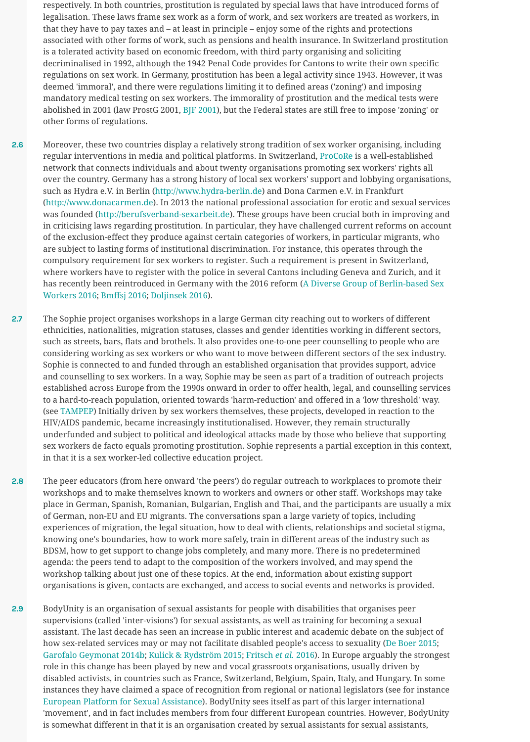respectively. In both countries, prostitution is regulated by special laws that have introduced forms of legalisation. These laws frame sex work as a form of work, and sex workers are treated as workers, in that they have to pay taxes and – at least in principle – enjoy some of the rights and protections associated with other forms of work, such as pensions and health insurance. In Switzerland prostitution is a tolerated activity based on economic freedom, with third party organising and soliciting decriminalised in 1992, although the 1942 Penal Code provides for Cantons to write their own specific regulations on sex work. In Germany, prostitution has been a legal activity since 1943. However, it was deemed 'immoral', and there were regulations limiting it to defined areas ('zoning') and imposing mandatory medical testing on sex workers. The immorality of prostitution and the medical tests were abolished in 2001 (law ProstG 2001, BJF 2001), but the Federal states are still free to impose 'zoning' or other forms of regulations.

2.6 Moreover, these two countries display a relatively strong tradition of sex worker organising, including regular interventions in media and political platforms. In Switzerland, ProCoRe is a well-established network that connects individuals and about twenty organisations promoting sex workers' rights all over the country. Germany has a strong history of local sex workers' support and lobbying organisations, such as Hydra e.V. in Berlin (http://www.hydra-berlin.de) and Dona Carmen e.V. in Frankfurt (http://www.donacarmen.de). In 2013 the national professional association for erotic and sexual services was founded (http://berufsverband-sexarbeit.de). These groups have been crucial both in improving and in criticising laws regarding prostitution. In particular, they have challenged current reforms on account of the exclusion-effect they produce against certain categories of workers, in particular migrants, who are subject to lasting forms of institutional discrimination. For instance, this operates through the compulsory requirement for sex workers to register. Such a requirement is present in Switzerland, where workers have to register with the police in several Cantons including Geneva and Zurich, and it has recently been reintroduced in Germany with the 2016 reform (A Diverse Group of Berlin-based Sex Workers 2016; Bmffsj 2016; Doljinsek 2016).

2.7 The Sophie project organises workshops in a large German city reaching out to workers of different ethnicities, nationalities, migration statuses, classes and gender identities working in different sectors, such as streets, bars, flats and brothels. It also provides one-to-one peer counselling to people who are considering working as sex workers or who want to move between different sectors of the sex industry. Sophie is connected to and funded through an established organisation that provides support, advice and counselling to sex workers. In a way, Sophie may be seen as part of a tradition of outreach projects established across Europe from the 1990s onward in order to offer health, legal, and counselling services to a hard-to-reach population, oriented towards 'harm-reduction' and offered in a 'low threshold' way. (see TAMPEP) Initially driven by sex workers themselves, these projects, developed in reaction to the HIV/AIDS pandemic, became increasingly institutionalised. However, they remain structurally underfunded and subject to political and ideological attacks made by those who believe that supporting sex workers de facto equals promoting prostitution. Sophie represents a partial exception in this context, in that it is a sex worker-led collective education project.

2.8 The peer educators (from here onward 'the peers') do regular outreach to workplaces to promote their workshops and to make themselves known to workers and owners or other staff. Workshops may take place in German, Spanish, Romanian, Bulgarian, English and Thai, and the participants are usually a mix of German, non-EU and EU migrants. The conversations span a large variety of topics, including experiences of migration, the legal situation, how to deal with clients, relationships and societal stigma, knowing one's boundaries, how to work more safely, train in different areas of the industry such as BDSM, how to get support to change jobs completely, and many more. There is no predetermined agenda: the peers tend to adapt to the composition of the workers involved, and may spend the workshop talking about just one of these topics. At the end, information about existing support organisations is given, contacts are exchanged, and access to social events and networks is provided.

2.9 BodyUnity is an organisation of sexual assistants for people with disabilities that organises peer supervisions (called 'inter-visions') for sexual assistants, as well as training for becoming a sexual assistant. The last decade has seen an increase in public interest and academic debate on the subject of how sex-related services may or may not facilitate disabled people's access to sexuality (De Boer 2015; Garofalo Geymonat 2014b; Kulick & Rydström 2015; Fritsch *et al.* 2016). In Europe arguably the strongest role in this change has been played by new and vocal grassroots organisations, usually driven by disabled activists, in countries such as France, Switzerland, Belgium, Spain, Italy, and Hungary. In some instances they have claimed a space of recognition from regional or national legislators (see for instance European Platform for Sexual Assistance). BodyUnity sees itself as part of this larger international 'movement', and in fact includes members from four different European countries. However, BodyUnity is somewhat different in that it is an organisation created by sexual assistants for sexual assistants,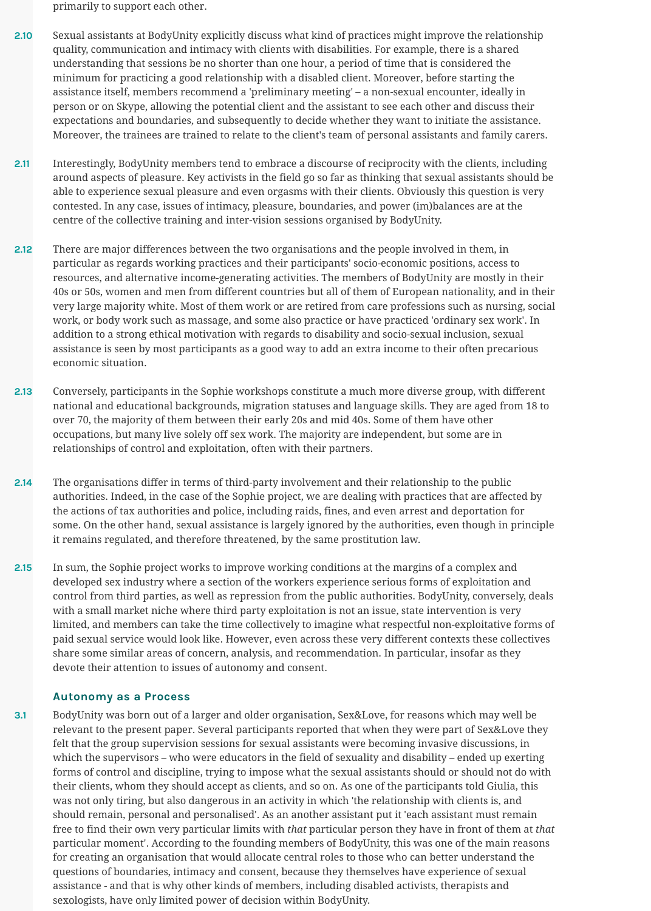primarily to support each other.

2.10 Sexual assistants at BodyUnity explicitly discuss what kind of practices might improve the relationship quality, communication and intimacy with clients with disabilities. For example, there is a shared understanding that sessions be no shorter than one hour, a period of time that is considered the minimum for practicing a good relationship with a disabled client. Moreover, before starting the assistance itself, members recommend a 'preliminary meeting' – a non-sexual encounter, ideally in person or on Skype, allowing the potential client and the assistant to see each other and discuss their expectations and boundaries, and subsequently to decide whether they want to initiate the assistance. Moreover, the trainees are trained to relate to the client's team of personal assistants and family carers.

2.11 Interestingly, BodyUnity members tend to embrace a discourse of reciprocity with the clients, including around aspects of pleasure. Key activists in the field go so far as thinking that sexual assistants should be able to experience sexual pleasure and even orgasms with their clients. Obviously this question is very contested. In any case, issues of intimacy, pleasure, boundaries, and power (im)balances are at the centre of the collective training and inter-vision sessions organised by BodyUnity.

2.12 There are major differences between the two organisations and the people involved in them, in particular as regards working practices and their participants' socio-economic positions, access to resources, and alternative income-generating activities. The members of BodyUnity are mostly in their 40s or 50s, women and men from different countries but all of them of European nationality, and in their very large majority white. Most of them work or are retired from care professions such as nursing, social work, or body work such as massage, and some also practice or have practiced 'ordinary sex work'. In addition to a strong ethical motivation with regards to disability and socio-sexual inclusion, sexual assistance is seen by most participants as a good way to add an extra income to their often precarious economic situation.

2.13 Conversely, participants in the Sophie workshops constitute a much more diverse group, with different national and educational backgrounds, migration statuses and language skills. They are aged from 18 to over 70, the majority of them between their early 20s and mid 40s. Some of them have other occupations, but many live solely off sex work. The majority are independent, but some are in relationships of control and exploitation, often with their partners.

2.14 The organisations differ in terms of third-party involvement and their relationship to the public authorities. Indeed, in the case of the Sophie project, we are dealing with practices that are affected by the actions of tax authorities and police, including raids, fines, and even arrest and deportation for some. On the other hand, sexual assistance is largely ignored by the authorities, even though in principle it remains regulated, and therefore threatened, by the same prostitution law.

2.15 In sum, the Sophie project works to improve working conditions at the margins of a complex and developed sex industry where a section of the workers experience serious forms of exploitation and control from third parties, as well as repression from the public authorities. BodyUnity, conversely, deals with a small market niche where third party exploitation is not an issue, state intervention is very limited, and members can take the time collectively to imagine what respectful non-exploitative forms of paid sexual service would look like. However, even across these very different contexts these collectives share some similar areas of concern, analysis, and recommendation. In particular, insofar as they devote their attention to issues of autonomy and consent.

## Autonomy as a Process

3.1 BodyUnity was born out of a larger and older organisation, Sex&Love, for reasons which may well be relevant to the present paper. Several participants reported that when they were part of Sex&Love they felt that the group supervision sessions for sexual assistants were becoming invasive discussions, in which the supervisors – who were educators in the field of sexuality and disability – ended up exerting forms of control and discipline, trying to impose what the sexual assistants should or should not do with their clients, whom they should accept as clients, and so on. As one of the participants told Giulia, this was not only tiring, but also dangerous in an activity in which 'the relationship with clients is, and should remain, personal and personalised'. As an another assistant put it 'each assistant must remain free to find their own very particular limits with *that* particular person they have in front of them at *that* particular moment'. According to the founding members of BodyUnity, this was one of the main reasons for creating an organisation that would allocate central roles to those who can better understand the questions of boundaries, intimacy and consent, because they themselves have experience of sexual assistance - and that is why other kinds of members, including disabled activists, therapists and sexologists, have only limited power of decision within BodyUnity.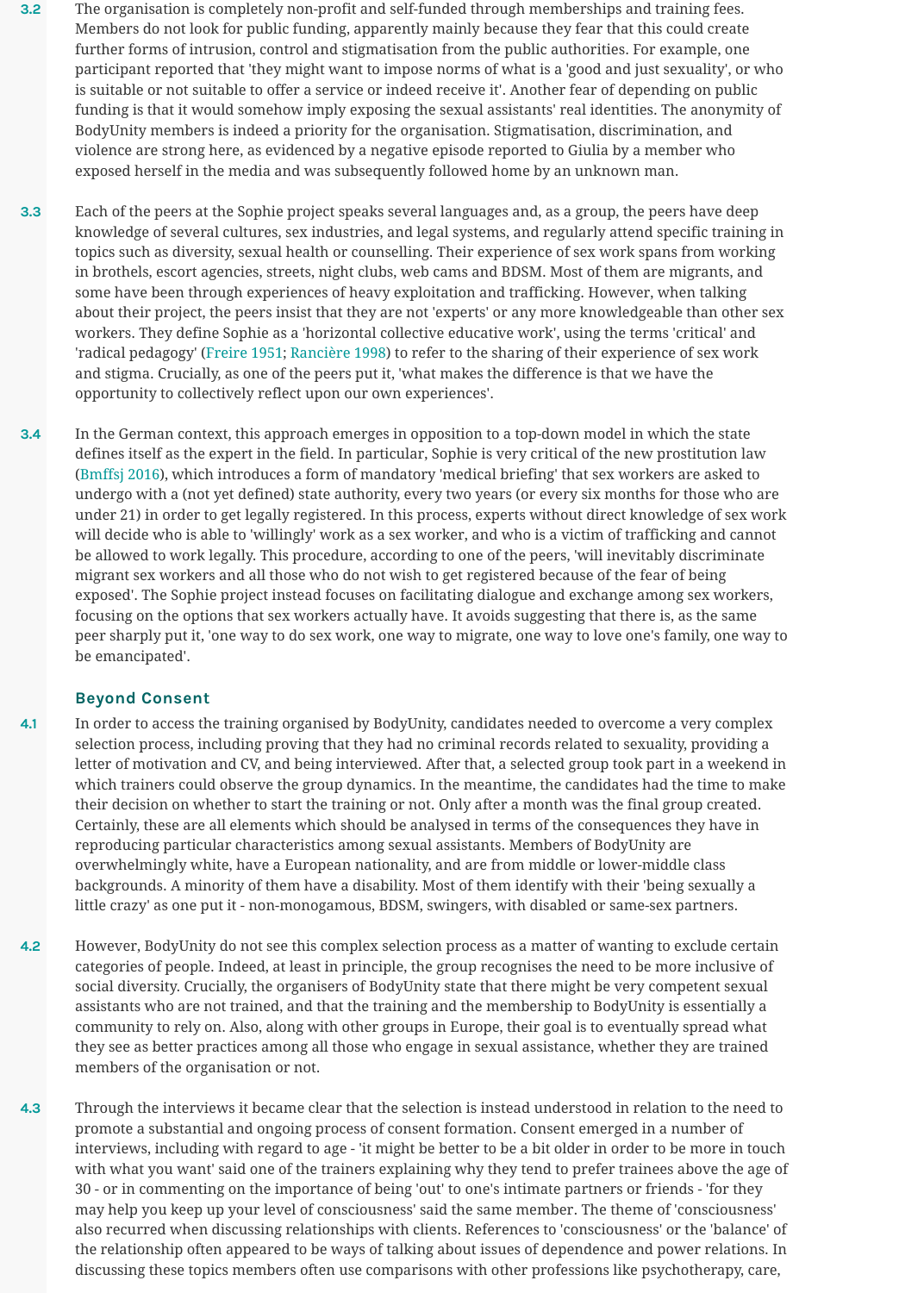3.2 The organisation is completely non-profit and self-funded through memberships and training fees. Members do not look for public funding, apparently mainly because they fear that this could create further forms of intrusion, control and stigmatisation from the public authorities. For example, one participant reported that 'they might want to impose norms of what is a 'good and just sexuality', or who is suitable or not suitable to offer a service or indeed receive it'. Another fear of depending on public funding is that it would somehow imply exposing the sexual assistants' real identities. The anonymity of BodyUnity members is indeed a priority for the organisation. Stigmatisation, discrimination, and violence are strong here, as evidenced by a negative episode reported to Giulia by a member who exposed herself in the media and was subsequently followed home by an unknown man.

3.3 Each of the peers at the Sophie project speaks several languages and, as a group, the peers have deep knowledge of several cultures, sex industries, and legal systems, and regularly attend specific training in topics such as diversity, sexual health or counselling. Their experience of sex work spans from working in brothels, escort agencies, streets, night clubs, web cams and BDSM. Most of them are migrants, and some have been through experiences of heavy exploitation and trafficking. However, when talking about their project, the peers insist that they are not 'experts' or any more knowledgeable than other sex workers. They define Sophie as a 'horizontal collective educative work', using the terms 'critical' and 'radical pedagogy' (Freire 1951; Rancière 1998) to refer to the sharing of their experience of sex work and stigma. Crucially, as one of the peers put it, 'what makes the difference is that we have the opportunity to collectively reflect upon our own experiences'.

3.4 In the German context, this approach emerges in opposition to a top-down model in which the state defines itself as the expert in the field. In particular, Sophie is very critical of the new prostitution law (Bmffsj 2016), which introduces a form of mandatory 'medical briefing' that sex workers are asked to undergo with a (not yet defined) state authority, every two years (or every six months for those who are under 21) in order to get legally registered. In this process, experts without direct knowledge of sex work will decide who is able to 'willingly' work as a sex worker, and who is a victim of trafficking and cannot be allowed to work legally. This procedure, according to one of the peers, 'will inevitably discriminate migrant sex workers and all those who do not wish to get registered because of the fear of being exposed'. The Sophie project instead focuses on facilitating dialogue and exchange among sex workers, focusing on the options that sex workers actually have. It avoids suggesting that there is, as the same peer sharply put it, 'one way to do sex work, one way to migrate, one way to love one's family, one way to be emancipated'.

## Beyond Consent

4.1 In order to access the training organised by BodyUnity, candidates needed to overcome a very complex selection process, including proving that they had no criminal records related to sexuality, providing a letter of motivation and CV, and being interviewed. After that, a selected group took part in a weekend in which trainers could observe the group dynamics. In the meantime, the candidates had the time to make their decision on whether to start the training or not. Only after a month was the final group created. Certainly, these are all elements which should be analysed in terms of the consequences they have in reproducing particular characteristics among sexual assistants. Members of BodyUnity are overwhelmingly white, have a European nationality, and are from middle or lower-middle class backgrounds. A minority of them have a disability. Most of them identify with their 'being sexually a little crazy' as one put it - non-monogamous, BDSM, swingers, with disabled or same-sex partners.

4.2 However, BodyUnity do not see this complex selection process as a matter of wanting to exclude certain categories of people. Indeed, at least in principle, the group recognises the need to be more inclusive of social diversity. Crucially, the organisers of BodyUnity state that there might be very competent sexual assistants who are not trained, and that the training and the membership to BodyUnity is essentially a community to rely on. Also, along with other groups in Europe, their goal is to eventually spread what they see as better practices among all those who engage in sexual assistance, whether they are trained members of the organisation or not.

4.3 Through the interviews it became clear that the selection is instead understood in relation to the need to promote a substantial and ongoing process of consent formation. Consent emerged in a number of interviews, including with regard to age - 'it might be better to be a bit older in order to be more in touch with what you want' said one of the trainers explaining why they tend to prefer trainees above the age of 30 - or in commenting on the importance of being 'out' to one's intimate partners or friends - 'for they may help you keep up your level of consciousness' said the same member. The theme of 'consciousness' also recurred when discussing relationships with clients. References to 'consciousness' or the 'balance' of the relationship often appeared to be ways of talking about issues of dependence and power relations. In discussing these topics members often use comparisons with other professions like psychotherapy, care,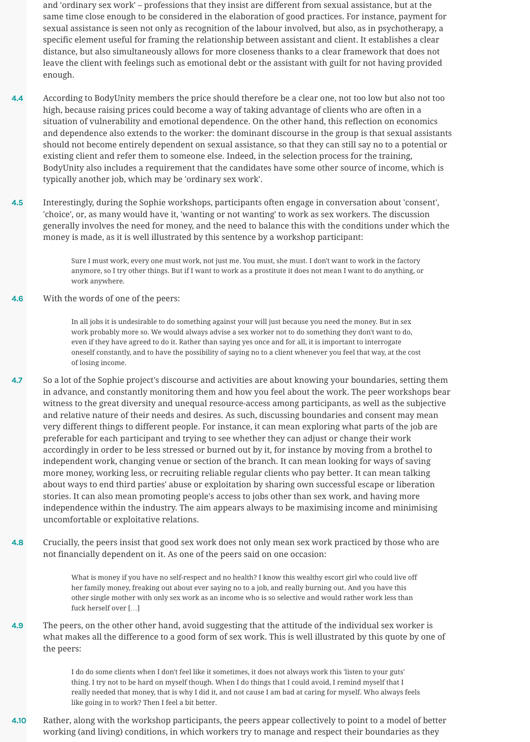and 'ordinary sex work' – professions that they insist are different from sexual assistance, but at the same time close enough to be considered in the elaboration of good practices. For instance, payment for sexual assistance is seen not only as recognition of the labour involved, but also, as in psychotherapy, a specific element useful for framing the relationship between assistant and client. It establishes a clear distance, but also simultaneously allows for more closeness thanks to a clear framework that does not leave the client with feelings such as emotional debt or the assistant with guilt for not having provided enough.

4.4 According to BodyUnity members the price should therefore be a clear one, not too low but also not too high, because raising prices could become a way of taking advantage of clients who are often in a situation of vulnerability and emotional dependence. On the other hand, this reflection on economics and dependence also extends to the worker: the dominant discourse in the group is that sexual assistants should not become entirely dependent on sexual assistance, so that they can still say no to a potential or existing client and refer them to someone else. Indeed, in the selection process for the training, BodyUnity also includes a requirement that the candidates have some other source of income, which is typically another job, which may be 'ordinary sex work'.

4.5 Interestingly, during the Sophie workshops, participants often engage in conversation about 'consent', 'choice', or, as many would have it, 'wanting or not wanting' to work as sex workers. The discussion generally involves the need for money, and the need to balance this with the conditions under which the money is made, as it is well illustrated by this sentence by a workshop participant:

> Sure I must work, every one must work, not just me. You must, she must. I don't want to work in the factory anymore, so I try other things. But if I want to work as a prostitute it does not mean I want to do anything, or work anywhere.

4.6 With the words of one of the peers:

> In all jobs it is undesirable to do something against your will just because you need the money. But in sex work probably more so. We would always advise a sex worker not to do something they don't want to do, even if they have agreed to do it. Rather than saying yes once and for all, it is important to interrogate oneself constantly, and to have the possibility of saying no to a client whenever you feel that way, at the cost of losing income.

4.7 So a lot of the Sophie project's discourse and activities are about knowing your boundaries, setting them in advance, and constantly monitoring them and how you feel about the work. The peer workshops bear witness to the great diversity and unequal resource-access among participants, as well as the subjective and relative nature of their needs and desires. As such, discussing boundaries and consent may mean very different things to different people. For instance, it can mean exploring what parts of the job are preferable for each participant and trying to see whether they can adjust or change their work accordingly in order to be less stressed or burned out by it, for instance by moving from a brothel to independent work, changing venue or section of the branch. It can mean looking for ways of saving more money, working less, or recruiting reliable regular clients who pay better. It can mean talking about ways to end third parties' abuse or exploitation by sharing own successful escape or liberation stories. It can also mean promoting people's access to jobs other than sex work, and having more independence within the industry. The aim appears always to be maximising income and minimising uncomfortable or exploitative relations.

4.8 Crucially, the peers insist that good sex work does not only mean sex work practiced by those who are not financially dependent on it. As one of the peers said on one occasion:

> What is money if you have no self-respect and no health? I know this wealthy escort girl who could live off her family money, freaking out about ever saying no to a job, and really burning out. And you have this other single mother with only sex work as an income who is so selective and would rather work less than fuck herself over […]

4.9 The peers, on the other other hand, avoid suggesting that the attitude of the individual sex worker is what makes all the difference to a good form of sex work. This is well illustrated by this quote by one of the peers:

> I do do some clients when I don't feel like it sometimes, it does not always work this 'listen to your guts' thing. I try not to be hard on myself though. When I do things that I could avoid, I remind myself that I really needed that money, that is why I did it, and not cause I am bad at caring for myself. Who always feels like going in to work? Then I feel a bit better.

4.10 Rather, along with the workshop participants, the peers appear collectively to point to a model of better working (and living) conditions, in which workers try to manage and respect their boundaries as they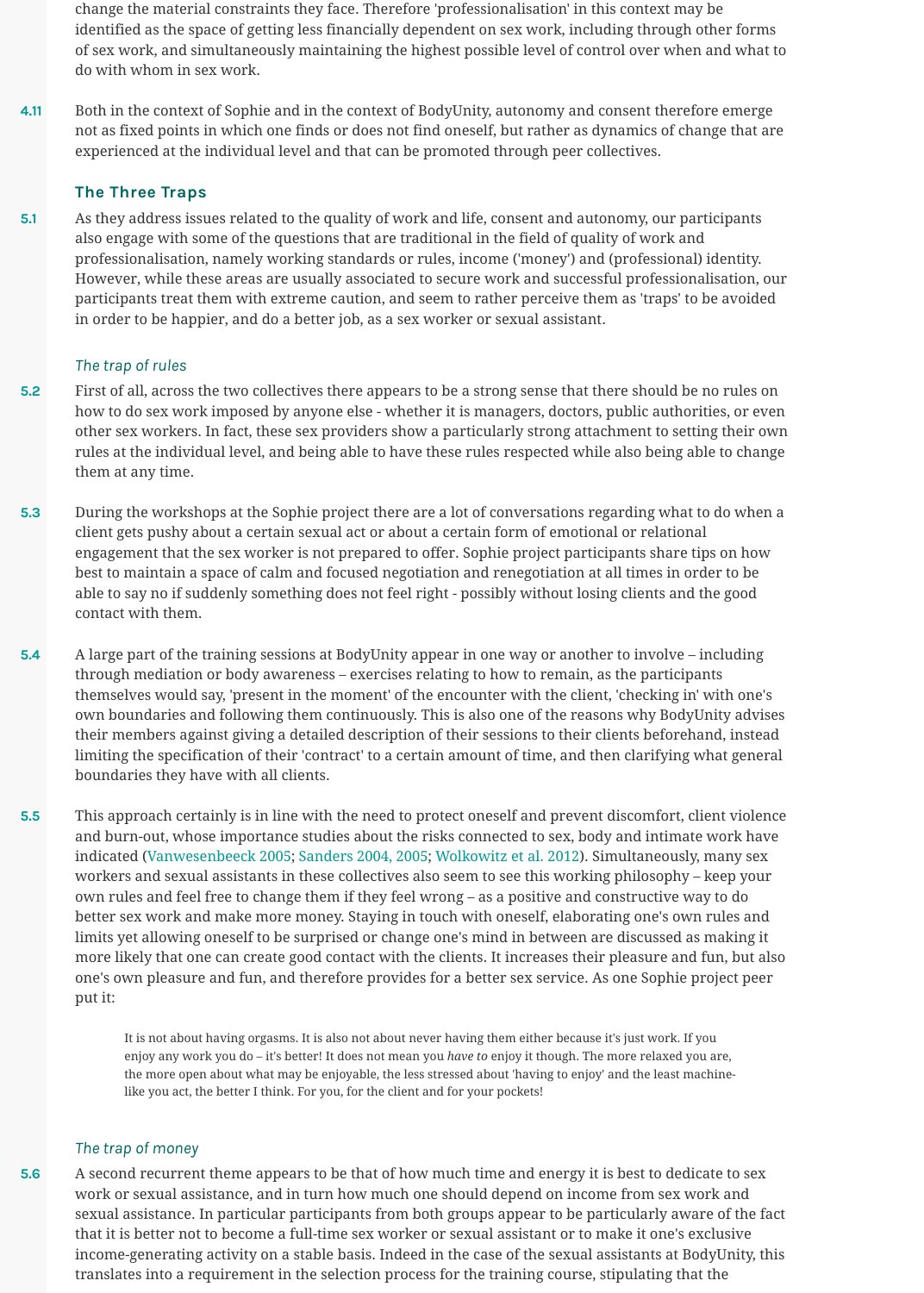change the material constraints they face. Therefore 'professionalisation' in this context may be identified as the space of getting less financially dependent on sex work, including through other forms of sex work, and simultaneously maintaining the highest possible level of control over when and what to do with whom in sex work.

4.11 Both in the context of Sophie and in the context of BodyUnity, autonomy and consent therefore emerge not as fixed points in which one finds or does not find oneself, but rather as dynamics of change that are experienced at the individual level and that can be promoted through peer collectives.

## The Three Traps

5.1 As they address issues related to the quality of work and life, consent and autonomy, our participants also engage with some of the questions that are traditional in the field of quality of work and professionalisation, namely working standards or rules, income ('money') and (professional) identity. However, while these areas are usually associated to secure work and successful professionalisation, our participants treat them with extreme caution, and seem to rather perceive them as 'traps' to be avoided in order to be happier, and do a better job, as a sex worker or sexual assistant.

### *The trap of rules*

5.2 First of all, across the two collectives there appears to be a strong sense that there should be no rules on how to do sex work imposed by anyone else - whether it is managers, doctors, public authorities, or even other sex workers. In fact, these sex providers show a particularly strong attachment to setting their own rules at the individual level, and being able to have these rules respected while also being able to change them at any time.

5.3 During the workshops at the Sophie project there are a lot of conversations regarding what to do when a client gets pushy about a certain sexual act or about a certain form of emotional or relational engagement that the sex worker is not prepared to offer. Sophie project participants share tips on how best to maintain a space of calm and focused negotiation and renegotiation at all times in order to be able to say no if suddenly something does not feel right - possibly without losing clients and the good contact with them.

5.4 A large part of the training sessions at BodyUnity appear in one way or another to involve – including through mediation or body awareness – exercises relating to how to remain, as the participants themselves would say, 'present in the moment' of the encounter with the client, 'checking in' with one's own boundaries and following them continuously. This is also one of the reasons why BodyUnity advises their members against giving a detailed description of their sessions to their clients beforehand, instead limiting the specification of their 'contract' to a certain amount of time, and then clarifying what general boundaries they have with all clients.

5.5 This approach certainly is in line with the need to protect oneself and prevent discomfort, client violence and burn-out, whose importance studies about the risks connected to sex, body and intimate work have indicated (Vanwesenbeeck 2005; Sanders 2004, 2005; Wolkowitz et al. 2012). Simultaneously, many sex workers and sexual assistants in these collectives also seem to see this working philosophy – keep your own rules and feel free to change them if they feel wrong – as a positive and constructive way to do better sex work and make more money. Staying in touch with oneself, elaborating one's own rules and limits yet allowing oneself to be surprised or change one's mind in between are discussed as making it more likely that one can create good contact with the clients. It increases their pleasure and fun, but also one's own pleasure and fun, and therefore provides for a better sex service. As one Sophie project peer put it:

> It is not about having orgasms. It is also not about never having them either because it's just work. If you enjoy any work you do – it's better! It does not mean you *have to* enjoy it though. The more relaxed you are, the more open about what may be enjoyable, the less stressed about 'having to enjoy' and the least machine-like you act, the better I think. For you, for the client and for your pockets!

### *The trap of money*

5.6 A second recurrent theme appears to be that of how much time and energy it is best to dedicate to sex work or sexual assistance, and in turn how much one should depend on income from sex work and sexual assistance. In particular participants from both groups appear to be particularly aware of the fact that it is better not to become a full-time sex worker or sexual assistant or to make it one's exclusive income-generating activity on a stable basis. Indeed in the case of the sexual assistants at BodyUnity, this translates into a requirement in the selection process for the training course, stipulating that the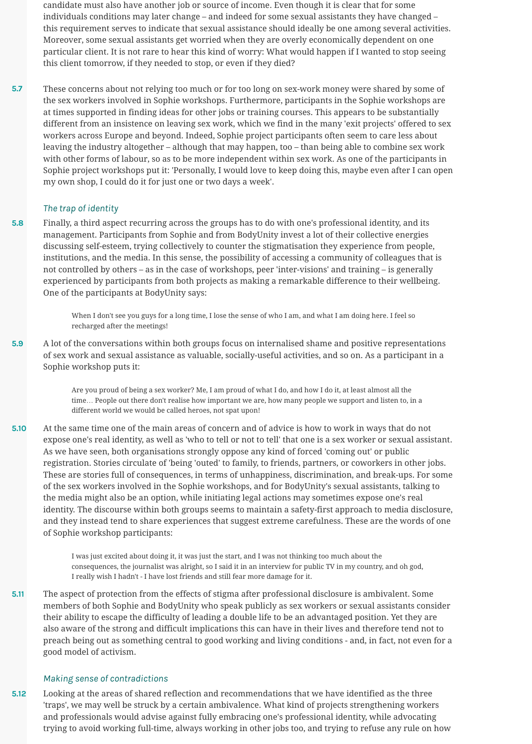candidate must also have another job or source of income. Even though it is clear that for some individuals conditions may later change – and indeed for some sexual assistants they have changed – this requirement serves to indicate that sexual assistance should ideally be one among several activities. Moreover, some sexual assistants get worried when they are overly economically dependent on one particular client. It is not rare to hear this kind of worry: What would happen if I wanted to stop seeing this client tomorrow, if they needed to stop, or even if they died?

5.7 These concerns about not relying too much or for too long on sex-work money were shared by some of the sex workers involved in Sophie workshops. Furthermore, participants in the Sophie workshops are at times supported in finding ideas for other jobs or training courses. This appears to be substantially different from an insistence on leaving sex work, which we find in the many 'exit projects' offered to sex workers across Europe and beyond. Indeed, Sophie project participants often seem to care less about leaving the industry altogether – although that may happen, too – than being able to combine sex work with other forms of labour, so as to be more independent within sex work. As one of the participants in Sophie project workshops put it: 'Personally, I would love to keep doing this, maybe even after I can open my own shop, I could do it for just one or two days a week'.

### *The trap of identity*

5.8 Finally, a third aspect recurring across the groups has to do with one's professional identity, and its management. Participants from Sophie and from BodyUnity invest a lot of their collective energies discussing self-esteem, trying collectively to counter the stigmatisation they experience from people, institutions, and the media. In this sense, the possibility of accessing a community of colleagues that is not controlled by others – as in the case of workshops, peer 'inter-visions' and training – is generally experienced by participants from both projects as making a remarkable difference to their wellbeing. One of the participants at BodyUnity says:

> When I don't see you guys for a long time, I lose the sense of who I am, and what I am doing here. I feel so recharged after the meetings!

5.9 A lot of the conversations within both groups focus on internalised shame and positive representations of sex work and sexual assistance as valuable, socially-useful activities, and so on. As a participant in a Sophie workshop puts it:

> Are you proud of being a sex worker? Me, I am proud of what I do, and how I do it, at least almost all the time… People out there don't realise how important we are, how many people we support and listen to, in a different world we would be called heroes, not spat upon!

5.10 At the same time one of the main areas of concern and of advice is how to work in ways that do not expose one's real identity, as well as 'who to tell or not to tell' that one is a sex worker or sexual assistant. As we have seen, both organisations strongly oppose any kind of forced 'coming out' or public registration. Stories circulate of 'being 'outed' to family, to friends, partners, or coworkers in other jobs. These are stories full of consequences, in terms of unhappiness, discrimination, and break-ups. For some of the sex workers involved in the Sophie workshops, and for BodyUnity's sexual assistants, talking to the media might also be an option, while initiating legal actions may sometimes expose one's real identity. The discourse within both groups seems to maintain a safety-first approach to media disclosure, and they instead tend to share experiences that suggest extreme carefulness. These are the words of one of Sophie workshop participants:

> I was just excited about doing it, it was just the start, and I was not thinking too much about the consequences, the journalist was alright, so I said it in an interview for public TV in my country, and oh god, I really wish I hadn't - I have lost friends and still fear more damage for it.

5.11 The aspect of protection from the effects of stigma after professional disclosure is ambivalent. Some members of both Sophie and BodyUnity who speak publicly as sex workers or sexual assistants consider their ability to escape the difficulty of leading a double life to be an advantaged position. Yet they are also aware of the strong and difficult implications this can have in their lives and therefore tend not to preach being out as something central to good working and living conditions - and, in fact, not even for a good model of activism.

### *Making sense of contradictions*

5.12 Looking at the areas of shared reflection and recommendations that we have identified as the three 'traps', we may well be struck by a certain ambivalence. What kind of projects strengthening workers and professionals would advise against fully embracing one's professional identity, while advocating trying to avoid working full-time, always working in other jobs too, and trying to refuse any rule on how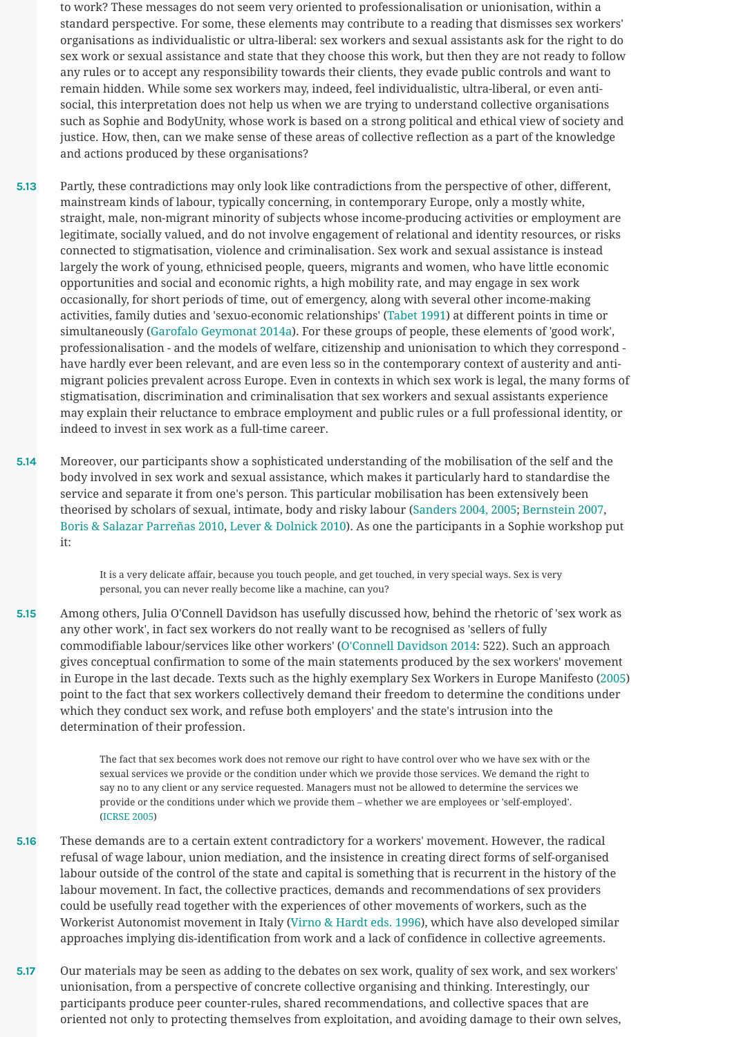to work? These messages do not seem very oriented to professionalisation or unionisation, within a standard perspective. For some, these elements may contribute to a reading that dismisses sex workers' organisations as individualistic or ultra-liberal: sex workers and sexual assistants ask for the right to do sex work or sexual assistance and state that they choose this work, but then they are not ready to follow any rules or to accept any responsibility towards their clients, they evade public controls and want to remain hidden. While some sex workers may, indeed, feel individualistic, ultra-liberal, or even anti-social, this interpretation does not help us when we are trying to understand collective organisations such as Sophie and BodyUnity, whose work is based on a strong political and ethical view of society and justice. How, then, can we make sense of these areas of collective reflection as a part of the knowledge and actions produced by these organisations?

5.13 Partly, these contradictions may only look like contradictions from the perspective of other, different, mainstream kinds of labour, typically concerning, in contemporary Europe, only a mostly white, straight, male, non-migrant minority of subjects whose income-producing activities or employment are legitimate, socially valued, and do not involve engagement of relational and identity resources, or risks connected to stigmatisation, violence and criminalisation. Sex work and sexual assistance is instead largely the work of young, ethnicised people, queers, migrants and women, who have little economic opportunities and social and economic rights, a high mobility rate, and may engage in sex work occasionally, for short periods of time, out of emergency, along with several other income-making activities, family duties and 'sexuo-economic relationships' (Tabet 1991) at different points in time or simultaneously (Garofalo Geymonat 2014a). For these groups of people, these elements of 'good work', professionalisation - and the models of welfare, citizenship and unionisation to which they correspond - have hardly ever been relevant, and are even less so in the contemporary context of austerity and anti-migrant policies prevalent across Europe. Even in contexts in which sex work is legal, the many forms of stigmatisation, discrimination and criminalisation that sex workers and sexual assistants experience may explain their reluctance to embrace employment and public rules or a full professional identity, or indeed to invest in sex work as a full-time career.

5.14 Moreover, our participants show a sophisticated understanding of the mobilisation of the self and the body involved in sex work and sexual assistance, which makes it particularly hard to standardise the service and separate it from one's person. This particular mobilisation has been extensively been theorised by scholars of sexual, intimate, body and risky labour (Sanders 2004, 2005; Bernstein 2007, Boris & Salazar Parreñas 2010, Lever & Dolnick 2010). As one the participants in a Sophie workshop put it:

> It is a very delicate affair, because you touch people, and get touched, in very special ways. Sex is very personal, you can never really become like a machine, can you?

5.15 Among others, Julia O'Connell Davidson has usefully discussed how, behind the rhetoric of 'sex work as any other work', in fact sex workers do not really want to be recognised as 'sellers of fully commodifiable labour/services like other workers' (O'Connell Davidson 2014: 522). Such an approach gives conceptual confirmation to some of the main statements produced by the sex workers' movement in Europe in the last decade. Texts such as the highly exemplary Sex Workers in Europe Manifesto (2005) point to the fact that sex workers collectively demand their freedom to determine the conditions under which they conduct sex work, and refuse both employers' and the state's intrusion into the determination of their profession.

> The fact that sex becomes work does not remove our right to have control over who we have sex with or the sexual services we provide or the condition under which we provide those services. We demand the right to say no to any client or any service requested. Managers must not be allowed to determine the services we provide or the conditions under which we provide them – whether we are employees or 'self-employed'. (ICRSE 2005)

5.16 These demands are to a certain extent contradictory for a workers' movement. However, the radical refusal of wage labour, union mediation, and the insistence in creating direct forms of self-organised labour outside of the control of the state and capital is something that is recurrent in the history of the labour movement. In fact, the collective practices, demands and recommendations of sex providers could be usefully read together with the experiences of other movements of workers, such as the Workerist Autonomist movement in Italy (Virno & Hardt eds. 1996), which have also developed similar approaches implying dis-identification from work and a lack of confidence in collective agreements.

5.17 Our materials may be seen as adding to the debates on sex work, quality of sex work, and sex workers' unionisation, from a perspective of concrete collective organising and thinking. Interestingly, our participants produce peer counter-rules, shared recommendations, and collective spaces that are oriented not only to protecting themselves from exploitation, and avoiding damage to their own selves,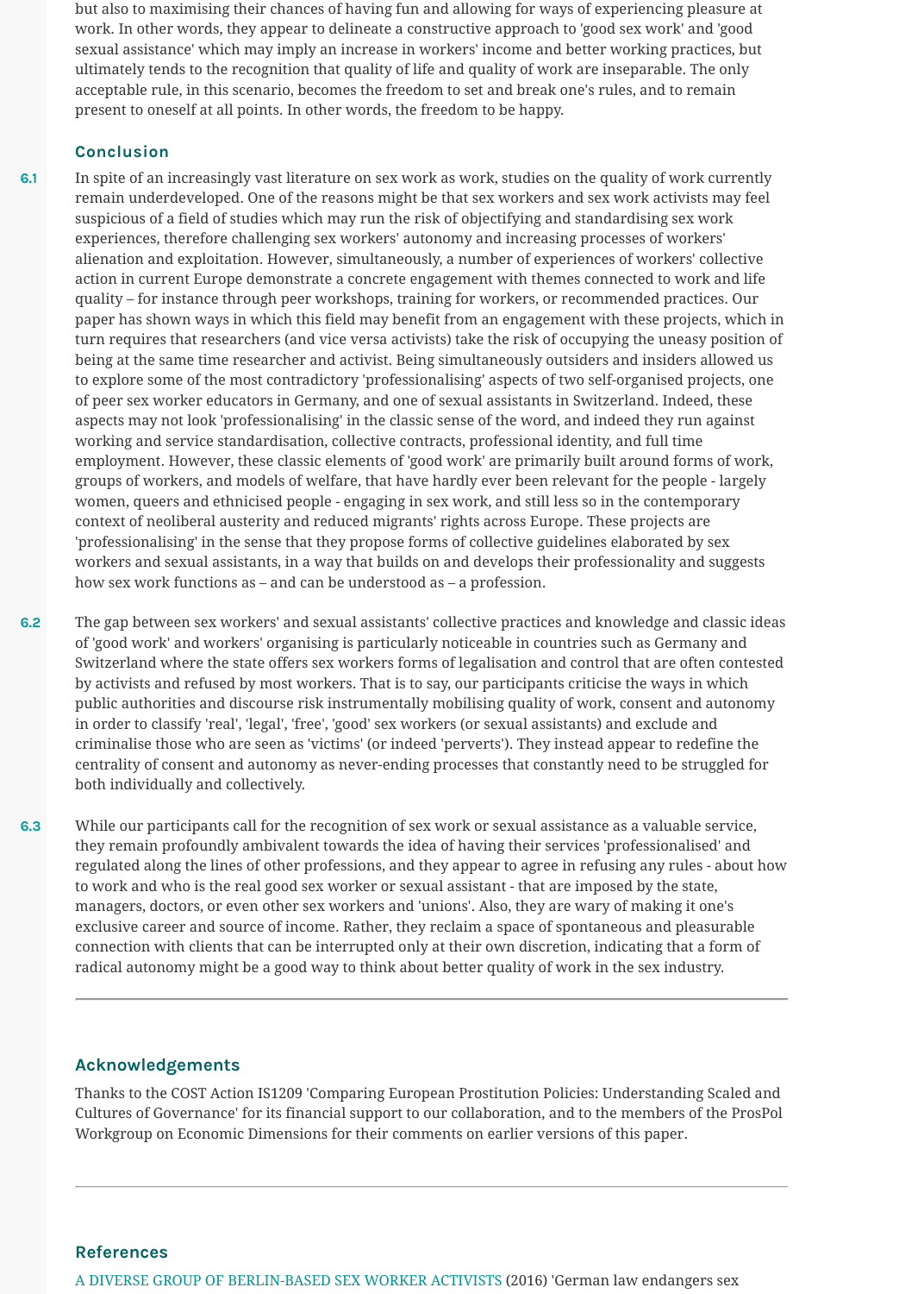but also to maximising their chances of having fun and allowing for ways of experiencing pleasure at work. In other words, they appear to delineate a constructive approach to 'good sex work' and 'good sexual assistance' which may imply an increase in workers' income and better working practices, but ultimately tends to the recognition that quality of life and quality of work are inseparable. The only acceptable rule, in this scenario, becomes the freedom to set and break one's rules, and to remain present to oneself at all points. In other words, the freedom to be happy.

## Conclusion

6.1 In spite of an increasingly vast literature on sex work as work, studies on the quality of work currently remain underdeveloped. One of the reasons might be that sex workers and sex work activists may feel suspicious of a field of studies which may run the risk of objectifying and standardising sex work experiences, therefore challenging sex workers' autonomy and increasing processes of workers' alienation and exploitation. However, simultaneously, a number of experiences of workers' collective action in current Europe demonstrate a concrete engagement with themes connected to work and life quality – for instance through peer workshops, training for workers, or recommended practices. Our paper has shown ways in which this field may benefit from an engagement with these projects, which in turn requires that researchers (and vice versa activists) take the risk of occupying the uneasy position of being at the same time researcher and activist. Being simultaneously outsiders and insiders allowed us to explore some of the most contradictory 'professionalising' aspects of two self-organised projects, one of peer sex worker educators in Germany, and one of sexual assistants in Switzerland. Indeed, these aspects may not look 'professionalising' in the classic sense of the word, and indeed they run against working and service standardisation, collective contracts, professional identity, and full time employment. However, these classic elements of 'good work' are primarily built around forms of work, groups of workers, and models of welfare, that have hardly ever been relevant for the people - largely women, queers and ethnicised people - engaging in sex work, and still less so in the contemporary context of neoliberal austerity and reduced migrants' rights across Europe. These projects are 'professionalising' in the sense that they propose forms of collective guidelines elaborated by sex workers and sexual assistants, in a way that builds on and develops their professionality and suggests how sex work functions as – and can be understood as – a profession.

6.2 The gap between sex workers' and sexual assistants' collective practices and knowledge and classic ideas of 'good work' and workers' organising is particularly noticeable in countries such as Germany and Switzerland where the state offers sex workers forms of legalisation and control that are often contested by activists and refused by most workers. That is to say, our participants criticise the ways in which public authorities and discourse risk instrumentally mobilising quality of work, consent and autonomy in order to classify 'real', 'legal', 'free', 'good' sex workers (or sexual assistants) and exclude and criminalise those who are seen as 'victims' (or indeed 'perverts'). They instead appear to redefine the centrality of consent and autonomy as never-ending processes that constantly need to be struggled for both individually and collectively.

6.3 While our participants call for the recognition of sex work or sexual assistance as a valuable service, they remain profoundly ambivalent towards the idea of having their services 'professionalised' and regulated along the lines of other professions, and they appear to agree in refusing any rules - about how to work and who is the real good sex worker or sexual assistant - that are imposed by the state, managers, doctors, or even other sex workers and 'unions'. Also, they are wary of making it one's exclusive career and source of income. Rather, they reclaim a space of spontaneous and pleasurable connection with clients that can be interrupted only at their own discretion, indicating that a form of radical autonomy might be a good way to think about better quality of work in the sex industry.

---

## Acknowledgements

Thanks to the COST Action IS1209 'Comparing European Prostitution Policies: Understanding Scaled and Cultures of Governance' for its financial support to our collaboration, and to the members of the ProsPol Workgroup on Economic Dimensions for their comments on earlier versions of this paper.

---

## References

A DIVERSE GROUP OF BERLIN-BASED SEX WORKER ACTIVISTS (2016) 'German law endangers sex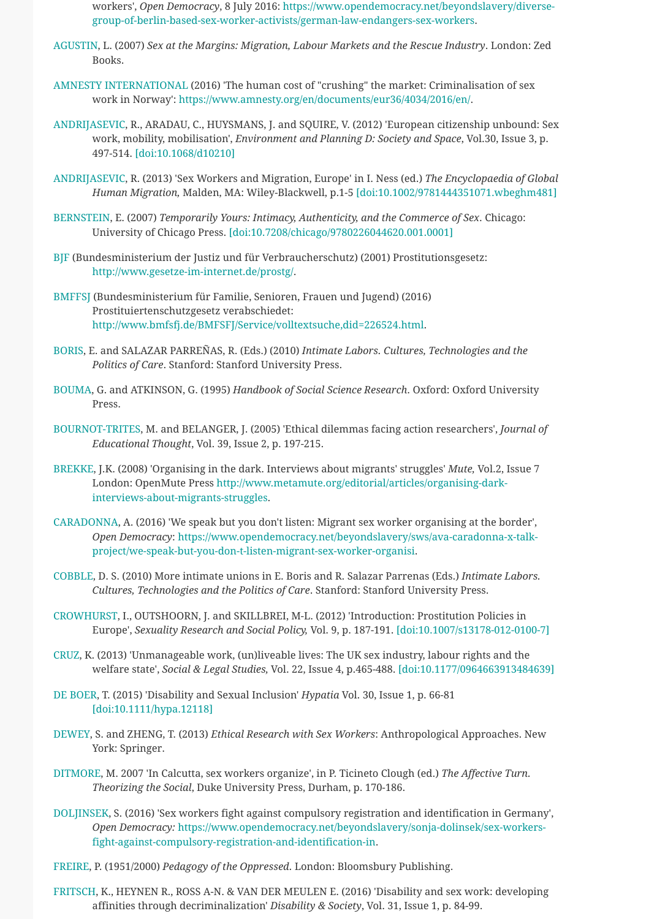workers', *Open Democracy*, 8 July 2016: https://www.opendemocracy.net/beyondslavery/diverse-group-of-berlin-based-sex-worker-activists/german-law-endangers-sex-workers.

AGUSTIN, L. (2007) *Sex at the Margins: Migration, Labour Markets and the Rescue Industry*. London: Zed Books.

AMNESTY INTERNATIONAL (2016) 'The human cost of "crushing" the market: Criminalisation of sex work in Norway': https://www.amnesty.org/en/documents/eur36/4034/2016/en/.

ANDRIJASEVIC, R., ARADAU, C., HUYSMANS, J. and SQUIRE, V. (2012) 'European citizenship unbound: Sex work, mobility, mobilisation', *Environment and Planning D: Society and Space*, Vol.30, Issue 3, p. 497-514. [doi:10.1068/d10210]

ANDRIJASEVIC, R. (2013) 'Sex Workers and Migration, Europe' in I. Ness (ed.) *The Encyclopaedia of Global Human Migration*, Malden, MA: Wiley-Blackwell, p.1-5 [doi:10.1002/9781444351071.wbeghm481]

BERNSTEIN, E. (2007) *Temporarily Yours: Intimacy, Authenticity, and the Commerce of Sex*. Chicago: University of Chicago Press. [doi:10.7208/chicago/9780226044620.001.0001]

BJF (Bundesministerium der Justiz und für Verbraucherschutz) (2001) Prostitutionsgesetz: http://www.gesetze-im-internet.de/prostg/.

BMFFSJ (Bundesministerium für Familie, Senioren, Frauen und Jugend) (2016) Prostituiertenschutzgesetz verabschiedet: http://www.bmfsfj.de/BMFSFJ/Service/volltextsuche,did=226524.html.

BORIS, E. and SALAZAR PARREÑAS, R. (Eds.) (2010) *Intimate Labors. Cultures, Technologies and the Politics of Care*. Stanford: Stanford University Press.

BOUMA, G. and ATKINSON, G. (1995) *Handbook of Social Science Research*. Oxford: Oxford University Press.

BOURNOT-TRITES, M. and BELANGER, J. (2005) 'Ethical dilemmas facing action researchers', *Journal of Educational Thought*, Vol. 39, Issue 2, p. 197-215.

BREKKE, J.K. (2008) 'Organising in the dark. Interviews about migrants' struggles' *Mute*, Vol.2, Issue 7 London: OpenMute Press http://www.metamute.org/editorial/articles/organising-dark-interviews-about-migrants-struggles.

CARADONNA, A. (2016) 'We speak but you don't listen: Migrant sex worker organising at the border', *Open Democracy*: https://www.opendemocracy.net/beyondslavery/sws/ava-caradonna-x-talk-project/we-speak-but-you-don-t-listen-migrant-sex-worker-organisi.

COBBLE, D. S. (2010) More intimate unions in E. Boris and R. Salazar Parrenas (Eds.) *Intimate Labors. Cultures, Technologies and the Politics of Care*. Stanford: Stanford University Press.

CROWHURST, I., OUTSHOORN, J. and SKILLBREI, M-L. (2012) 'Introduction: Prostitution Policies in Europe', *Sexuality Research and Social Policy*, Vol. 9, p. 187-191. [doi:10.1007/s13178-012-0100-7]

CRUZ, K. (2013) 'Unmanageable work, (un)liveable lives: The UK sex industry, labour rights and the welfare state', *Social & Legal Studies*, Vol. 22, Issue 4, p.465-488. [doi:10.1177/0964663913484639]

DE BOER, T. (2015) 'Disability and Sexual Inclusion' *Hypatia* Vol. 30, Issue 1, p. 66-81 [doi:10.1111/hypa.12118]

DEWEY, S. and ZHENG, T. (2013) *Ethical Research with Sex Workers*: Anthropological Approaches. New York: Springer.

DITMORE, M. 2007 'In Calcutta, sex workers organize', in P. Ticineto Clough (ed.) *The Affective Turn. Theorizing the Social*, Duke University Press, Durham, p. 170-186.

DOLJINSEK, S. (2016) 'Sex workers fight against compulsory registration and identification in Germany', *Open Democracy:* https://www.opendemocracy.net/beyondslavery/sonja-dolinsek/sex-workers-fight-against-compulsory-registration-and-identification-in.

FREIRE, P. (1951/2000) *Pedagogy of the Oppressed*. London: Bloomsbury Publishing.

FRITSCH, K., HEYNEN R., ROSS A-N. & VAN DER MEULEN E. (2016) 'Disability and sex work: developing affinities through decriminalization' *Disability & Society*, Vol. 31, Issue 1, p. 84-99.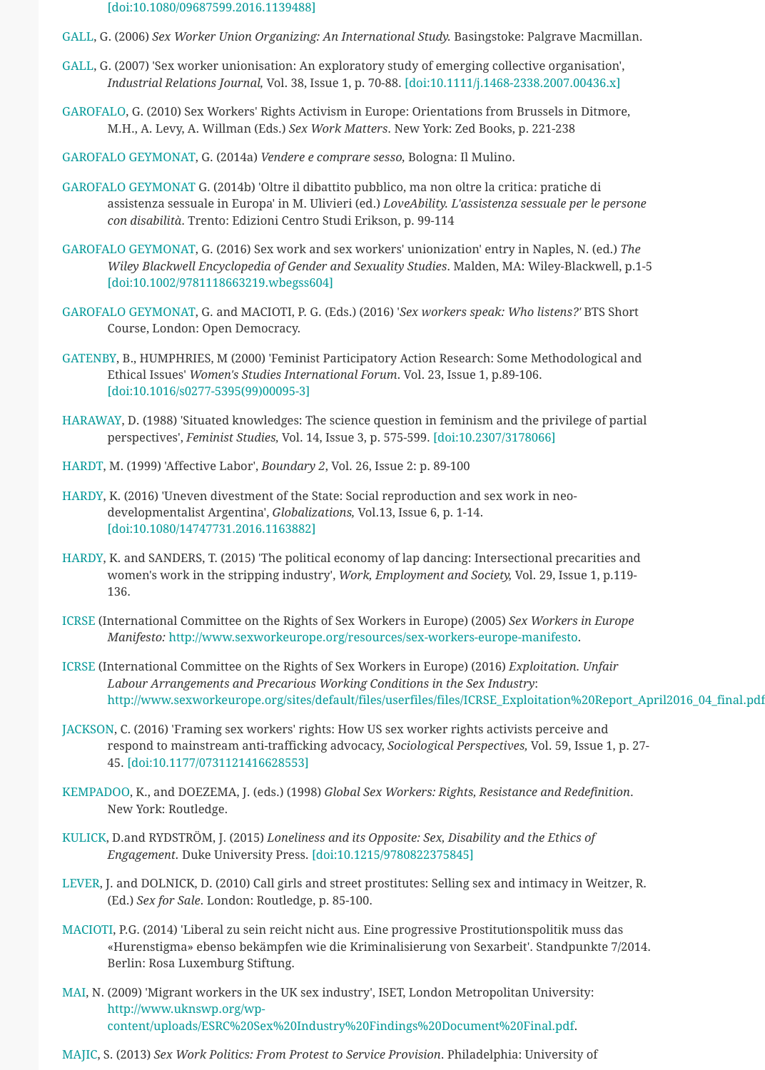[doi:10.1080/09687599.2016.1139488]

GALL, G. (2006) *Sex Worker Union Organizing: An International Study.* Basingstoke: Palgrave Macmillan.

GALL, G. (2007) 'Sex worker unionisation: An exploratory study of emerging collective organisation', *Industrial Relations Journal,* Vol. 38, Issue 1, p. 70-88. [doi:10.1111/j.1468-2338.2007.00436.x]

GAROFALO, G. (2010) Sex Workers' Rights Activism in Europe: Orientations from Brussels in Ditmore, M.H., A. Levy, A. Willman (Eds.) *Sex Work Matters*. New York: Zed Books, p. 221-238

GAROFALO GEYMONAT, G. (2014a) *Vendere e comprare sesso,* Bologna: Il Mulino.

GAROFALO GEYMONAT G. (2014b) 'Oltre il dibattito pubblico, ma non oltre la critica: pratiche di assistenza sessuale in Europa' in M. Ulivieri (ed.) *LoveAbility. L'assistenza sessuale per le persone con disabilità*. Trento: Edizioni Centro Studi Erikson, p. 99-114

GAROFALO GEYMONAT, G. (2016) Sex work and sex workers' unionization' entry in Naples, N. (ed.) *The Wiley Blackwell Encyclopedia of Gender and Sexuality Studies*. Malden, MA: Wiley-Blackwell, p.1-5 [doi:10.1002/9781118663219.wbegss604]

GAROFALO GEYMONAT, G. and MACIOTI, P. G. (Eds.) (2016) '*Sex workers speak: Who listens?'* BTS Short Course, London: Open Democracy.

GATENBY, B., HUMPHRIES, M (2000) 'Feminist Participatory Action Research: Some Methodological and Ethical Issues' *Women's Studies International Forum*. Vol. 23, Issue 1, p.89-106. [doi:10.1016/s0277-5395(99)00095-3]

HARAWAY, D. (1988) 'Situated knowledges: The science question in feminism and the privilege of partial perspectives', *Feminist Studies,* Vol. 14, Issue 3, p. 575-599. [doi:10.2307/3178066]

HARDT, M. (1999) 'Affective Labor', *Boundary 2*, Vol. 26, Issue 2: p. 89-100

HARDY, K. (2016) 'Uneven divestment of the State: Social reproduction and sex work in neo-developmentalist Argentina', *Globalizations,* Vol.13, Issue 6, p. 1-14. [doi:10.1080/14747731.2016.1163882]

HARDY, K. and SANDERS, T. (2015) 'The political economy of lap dancing: Intersectional precarities and women's work in the stripping industry', *Work, Employment and Society,* Vol. 29, Issue 1, p.119-136.

ICRSE (International Committee on the Rights of Sex Workers in Europe) (2005) *Sex Workers in Europe Manifesto:* http://www.sexworkeurope.org/resources/sex-workers-europe-manifesto.

ICRSE (International Committee on the Rights of Sex Workers in Europe) (2016) *Exploitation. Unfair Labour Arrangements and Precarious Working Conditions in the Sex Industry*: http://www.sexworkeurope.org/sites/default/files/userfiles/files/ICRSE_Exploitation%20Report_April2016_04_final.pdf

JACKSON, C. (2016) 'Framing sex workers' rights: How US sex worker rights activists perceive and respond to mainstream anti-trafficking advocacy, *Sociological Perspectives,* Vol. 59, Issue 1, p. 27-45. [doi:10.1177/0731121416628553]

KEMPADOO, K., and DOEZEMA, J. (eds.) (1998) *Global Sex Workers: Rights, Resistance and Redefinition*. New York: Routledge.

KULICK, D.and RYDSTRÖM, J. (2015) *Loneliness and its Opposite: Sex, Disability and the Ethics of Engagement*. Duke University Press. [doi:10.1215/9780822375845]

LEVER, J. and DOLNICK, D. (2010) Call girls and street prostitutes: Selling sex and intimacy in Weitzer, R. (Ed.) *Sex for Sale*. London: Routledge, p. 85-100.

MACIOTI, P.G. (2014) 'Liberal zu sein reicht nicht aus. Eine progressive Prostitutionspolitik muss das «Hurenstigma» ebenso bekämpfen wie die Kriminalisierung von Sexarbeit'. Standpunkte 7/2014. Berlin: Rosa Luxemburg Stiftung.

MAI, N. (2009) 'Migrant workers in the UK sex industry', ISET, London Metropolitan University: http://www.uknswp.org/wp-content/uploads/ESRC%20Sex%20Industry%20Findings%20Document%20Final.pdf.

MAJIC, S. (2013) *Sex Work Politics: From Protest to Service Provision*. Philadelphia: University of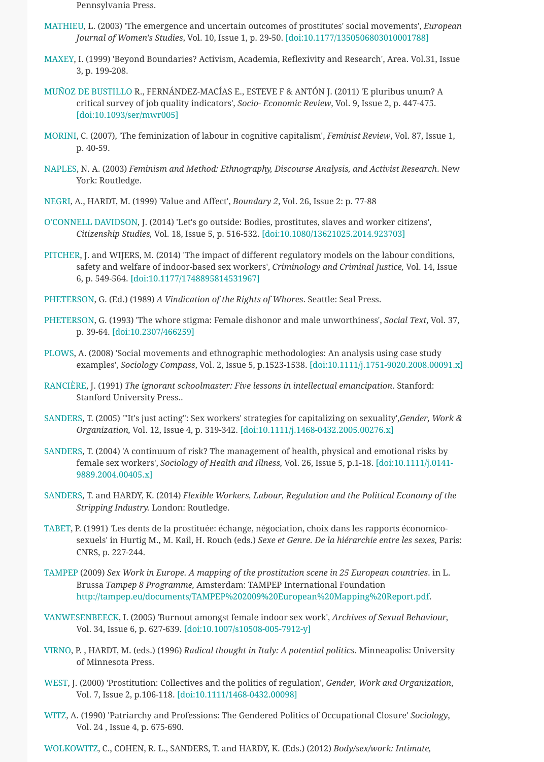Pennsylvania Press.

MATHIEU, L. (2003) 'The emergence and uncertain outcomes of prostitutes' social movements', *European Journal of Women's Studies*, Vol. 10, Issue 1, p. 29-50. [doi:10.1177/1350506803010001788]

MAXEY, I. (1999) 'Beyond Boundaries? Activism, Academia, Reflexivity and Research', Area. Vol.31, Issue 3, p. 199-208.

MUÑOZ DE BUSTILLO R., FERNÁNDEZ-MACÍAS E., ESTEVE F & ANTÓN J. (2011) 'E pluribus unum? A critical survey of job quality indicators', *Socio- Economic Review*, Vol. 9, Issue 2, p. 447-475. [doi:10.1093/ser/mwr005]

MORINI, C. (2007), 'The feminization of labour in cognitive capitalism', *Feminist Review*, Vol. 87, Issue 1, p. 40-59.

NAPLES, N. A. (2003) *Feminism and Method: Ethnography, Discourse Analysis, and Activist Research*. New York: Routledge.

NEGRI, A., HARDT, M. (1999) 'Value and Affect', *Boundary 2*, Vol. 26, Issue 2: p. 77-88

O'CONNELL DAVIDSON, J. (2014) 'Let's go outside: Bodies, prostitutes, slaves and worker citizens', *Citizenship Studies,* Vol. 18, Issue 5, p. 516-532. [doi:10.1080/13621025.2014.923703]

PITCHER, J. and WIJERS, M. (2014) 'The impact of different regulatory models on the labour conditions, safety and welfare of indoor-based sex workers', *Criminology and Criminal Justice,* Vol. 14, Issue 6, p. 549-564. [doi:10.1177/1748895814531967]

PHETERSON, G. (Ed.) (1989) *A Vindication of the Rights of Whores*. Seattle: Seal Press.

PHETERSON, G. (1993) 'The whore stigma: Female dishonor and male unworthiness', *Social Text*, Vol. 37, p. 39-64. [doi:10.2307/466259]

PLOWS, A. (2008) 'Social movements and ethnographic methodologies: An analysis using case study examples', *Sociology Compass*, Vol. 2, Issue 5, p.1523-1538. [doi:10.1111/j.1751-9020.2008.00091.x]

RANCIÈRE, J. (1991) *The ignorant schoolmaster: Five lessons in intellectual emancipation*. Stanford: Stanford University Press..

SANDERS, T. (2005) '"It's just acting": Sex workers' strategies for capitalizing on sexuality',*Gender, Work & Organization,* Vol. 12, Issue 4, p. 319-342. [doi:10.1111/j.1468-0432.2005.00276.x]

SANDERS, T. (2004) 'A continuum of risk? The management of health, physical and emotional risks by female sex workers', *Sociology of Health and Illness,* Vol. 26, Issue 5, p.1-18. [doi:10.1111/j.0141-9889.2004.00405.x]

SANDERS, T. and HARDY, K. (2014) *Flexible Workers, Labour, Regulation and the Political Economy of the Stripping Industry.* London: Routledge.

TABET, P. (1991) 'Les dents de la prostituée: échange, négociation, choix dans les rapports économico-sexuels' in Hurtig M., M. Kail, H. Rouch (eds.) *Sexe et Genre. De la hiérarchie entre les sexes,* Paris: CNRS, p. 227-244.

TAMPEP (2009) *Sex Work in Europe. A mapping of the prostitution scene in 25 European countries*. in L. Brussa *Tampep 8 Programme,* Amsterdam: TAMPEP International Foundation http://tampep.eu/documents/TAMPEP%202009%20European%20Mapping%20Report.pdf.

VANWESENBEECK, I. (2005) 'Burnout amongst female indoor sex work', *Archives of Sexual Behaviour*, Vol. 34, Issue 6, p. 627-639. [doi:10.1007/s10508-005-7912-y]

VIRNO, P. , HARDT, M. (eds.) (1996) *Radical thought in Italy: A potential politics*. Minneapolis: University of Minnesota Press.

WEST, J. (2000) 'Prostitution: Collectives and the politics of regulation', *Gender, Work and Organization*, Vol. 7, Issue 2, p.106-118. [doi:10.1111/1468-0432.00098]

WITZ, A. (1990) 'Patriarchy and Professions: The Gendered Politics of Occupational Closure' *Sociology*, Vol. 24 , Issue 4, p. 675-690.

WOLKOWITZ, C., COHEN, R. L., SANDERS, T. and HARDY, K. (Eds.) (2012) *Body/sex/work: Intimate,*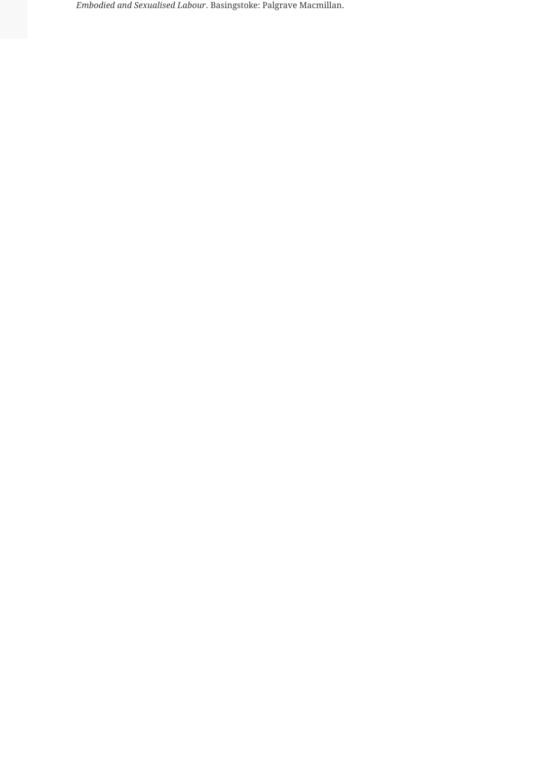*Embodied and Sexualised Labour*. Basingstoke: Palgrave Macmillan.